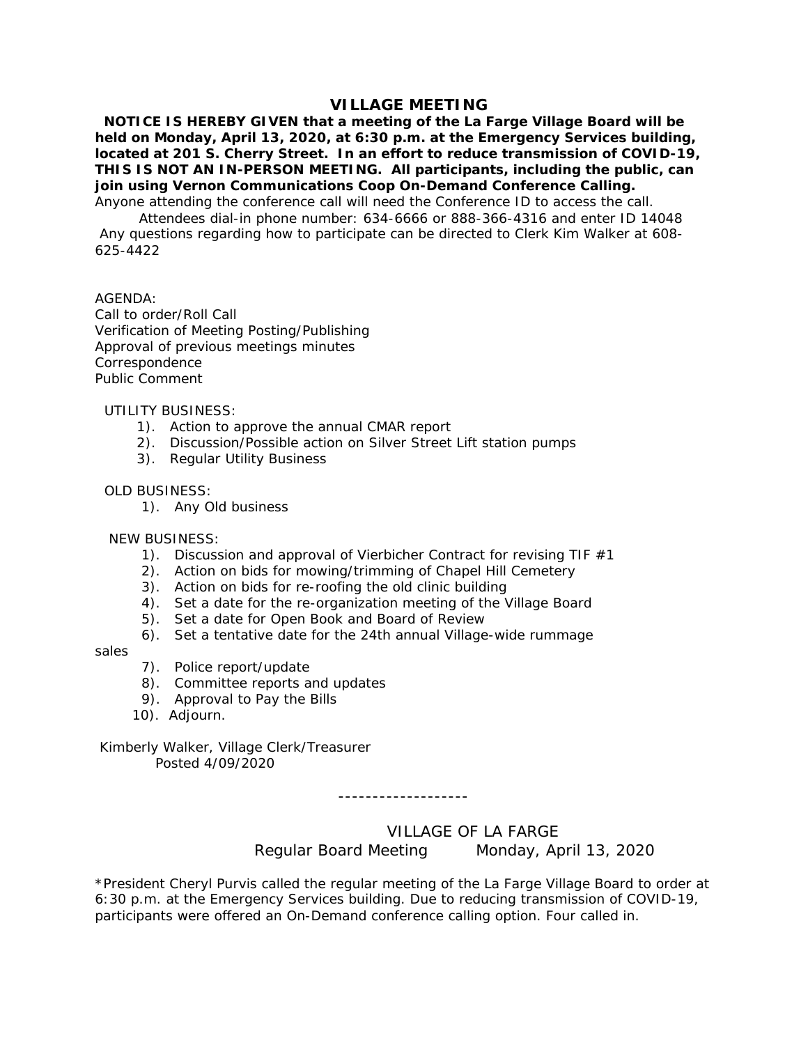# VILLAGE MEETING

**NOTICE IS HEREBY GIVEN that a meeting of the La Farge Village Board will be held on Monday, April 13, 2020, at 6:30 p.m. at the Emergency Services building, located at 201 S. Cherry Street. In an effort to reduce transmission of COVID-19, THIS IS NOT AN IN-PERSON MEETING. All participants, including the public, can join using Vernon Communications Coop On-Demand Conference Calling.**

Anyone attending the conference call will need the Conference ID to access the call.

Attendees dial-in phone number: 634-6666 or 888-366-4316 and enter ID 14048

Any questions regarding how to participate can be directed to Clerk Kim Walker at 608-625-4422

AGENDA:
Call to order/Roll Call
Verification of Meeting Posting/Publishing
Approval of previous meetings minutes
Correspondence
Public Comment

UTILITY BUSINESS:

1). Action to approve the annual CMAR report
2). Discussion/Possible action on Silver Street Lift station pumps
3). Regular Utility Business

OLD BUSINESS:

1). Any Old business

NEW BUSINESS:

1). Discussion and approval of Vierbicher Contract for revising TIF #1
2). Action on bids for mowing/trimming of Chapel Hill Cemetery
3). Action on bids for re-roofing the old clinic building
4). Set a date for the re-organization meeting of the Village Board
5). Set a date for Open Book and Board of Review
6). Set a tentative date for the 24th annual Village-wide rummage sales
7). Police report/update
8). Committee reports and updates
9). Approval to Pay the Bills
10). Adjourn.

Kimberly Walker, Village Clerk/Treasurer
Posted 4/09/2020

-------------------

## VILLAGE OF LA FARGE

Regular Board Meeting Monday, April 13, 2020

*President Cheryl Purvis called the regular meeting of the La Farge Village Board to order at 6:30 p.m. at the Emergency Services building. Due to reducing transmission of COVID-19, participants were offered an On-Demand conference calling option. Four called in.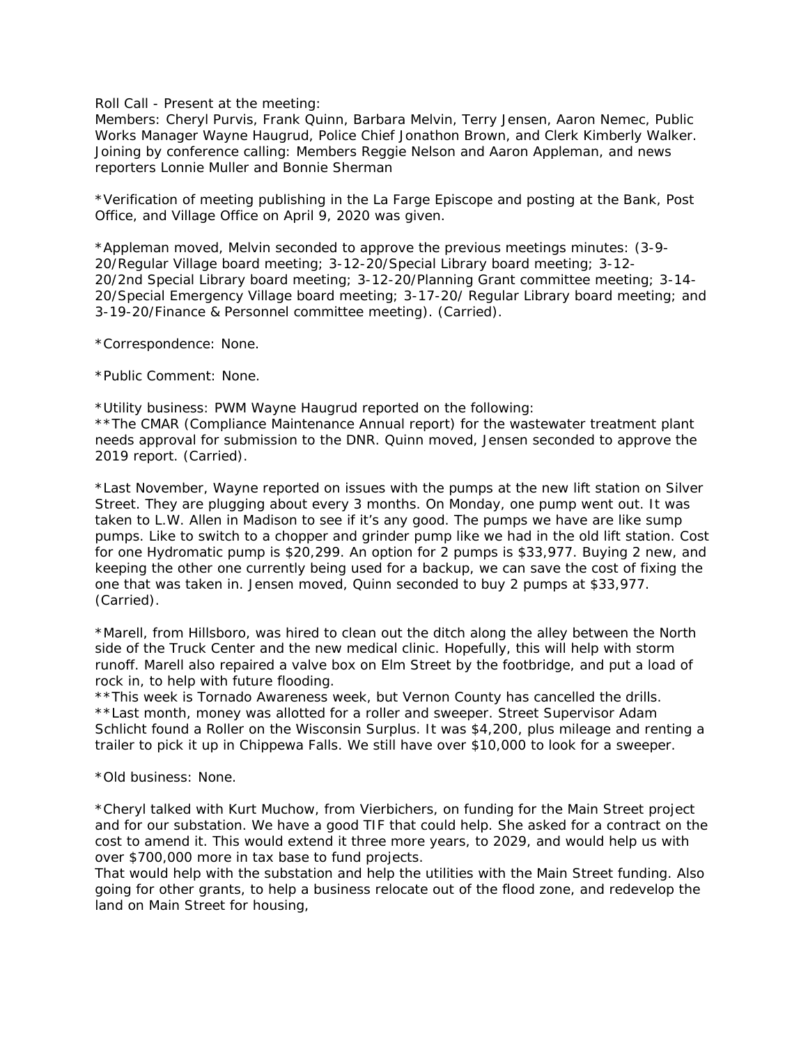Roll Call - Present at the meeting:
Members: Cheryl Purvis, Frank Quinn, Barbara Melvin, Terry Jensen, Aaron Nemec, Public Works Manager Wayne Haugrud, Police Chief Jonathon Brown, and Clerk Kimberly Walker. Joining by conference calling: Members Reggie Nelson and Aaron Appleman, and news reporters Lonnie Muller and Bonnie Sherman

*Verification of meeting publishing in the La Farge Episcope and posting at the Bank, Post Office, and Village Office on April 9, 2020 was given.

*Appleman moved, Melvin seconded to approve the previous meetings minutes: (3-9-20/Regular Village board meeting; 3-12-20/Special Library board meeting; 3-12-20/2nd Special Library board meeting; 3-12-20/Planning Grant committee meeting; 3-14-20/Special Emergency Village board meeting; 3-17-20/ Regular Library board meeting; and 3-19-20/Finance & Personnel committee meeting). (Carried).

*Correspondence: None.

*Public Comment: None.

*Utility business: PWM Wayne Haugrud reported on the following:
**The CMAR (Compliance Maintenance Annual report) for the wastewater treatment plant needs approval for submission to the DNR. Quinn moved, Jensen seconded to approve the 2019 report. (Carried).

*Last November, Wayne reported on issues with the pumps at the new lift station on Silver Street. They are plugging about every 3 months. On Monday, one pump went out. It was taken to L.W. Allen in Madison to see if it's any good. The pumps we have are like sump pumps. Like to switch to a chopper and grinder pump like we had in the old lift station. Cost for one Hydromatic pump is $20,299. An option for 2 pumps is $33,977. Buying 2 new, and keeping the other one currently being used for a backup, we can save the cost of fixing the one that was taken in. Jensen moved, Quinn seconded to buy 2 pumps at $33,977. (Carried).

*Marell, from Hillsboro, was hired to clean out the ditch along the alley between the North side of the Truck Center and the new medical clinic. Hopefully, this will help with storm runoff. Marell also repaired a valve box on Elm Street by the footbridge, and put a load of rock in, to help with future flooding.
**This week is Tornado Awareness week, but Vernon County has cancelled the drills.
**Last month, money was allotted for a roller and sweeper. Street Supervisor Adam Schlicht found a Roller on the Wisconsin Surplus. It was $4,200, plus mileage and renting a trailer to pick it up in Chippewa Falls. We still have over $10,000 to look for a sweeper.

*Old business: None.

*Cheryl talked with Kurt Muchow, from Vierbichers, on funding for the Main Street project and for our substation. We have a good TIF that could help. She asked for a contract on the cost to amend it. This would extend it three more years, to 2029, and would help us with over $700,000 more in tax base to fund projects.
That would help with the substation and help the utilities with the Main Street funding. Also going for other grants, to help a business relocate out of the flood zone, and redevelop the land on Main Street for housing,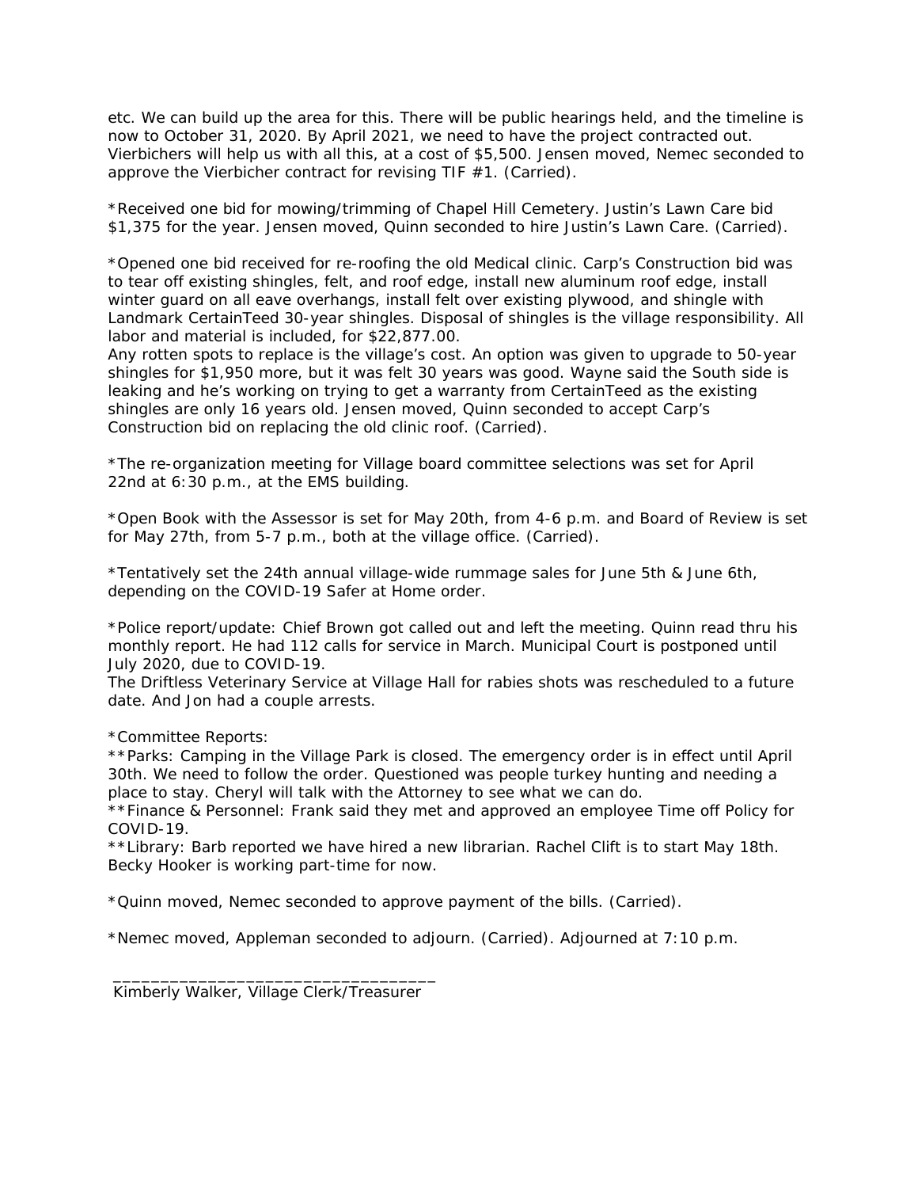etc. We can build up the area for this. There will be public hearings held, and the timeline is now to October 31, 2020. By April 2021, we need to have the project contracted out. Vierbichers will help us with all this, at a cost of $5,500. Jensen moved, Nemec seconded to approve the Vierbicher contract for revising TIF #1. (Carried).

*Received one bid for mowing/trimming of Chapel Hill Cemetery. Justin's Lawn Care bid $1,375 for the year. Jensen moved, Quinn seconded to hire Justin's Lawn Care. (Carried).

*Opened one bid received for re-roofing the old Medical clinic. Carp's Construction bid was to tear off existing shingles, felt, and roof edge, install new aluminum roof edge, install winter guard on all eave overhangs, install felt over existing plywood, and shingle with Landmark CertainTeed 30-year shingles. Disposal of shingles is the village responsibility. All labor and material is included, for $22,877.00.
Any rotten spots to replace is the village's cost. An option was given to upgrade to 50-year shingles for $1,950 more, but it was felt 30 years was good. Wayne said the South side is leaking and he's working on trying to get a warranty from CertainTeed as the existing shingles are only 16 years old. Jensen moved, Quinn seconded to accept Carp's Construction bid on replacing the old clinic roof. (Carried).

*The re-organization meeting for Village board committee selections was set for April 22nd at 6:30 p.m., at the EMS building.

*Open Book with the Assessor is set for May 20th, from 4-6 p.m. and Board of Review is set for May 27th, from 5-7 p.m., both at the village office. (Carried).

*Tentatively set the 24th annual village-wide rummage sales for June 5th & June 6th, depending on the COVID-19 Safer at Home order.

*Police report/update: Chief Brown got called out and left the meeting. Quinn read thru his monthly report. He had 112 calls for service in March. Municipal Court is postponed until July 2020, due to COVID-19.
The Driftless Veterinary Service at Village Hall for rabies shots was rescheduled to a future date. And Jon had a couple arrests.

*Committee Reports:
**Parks: Camping in the Village Park is closed. The emergency order is in effect until April 30th. We need to follow the order. Questioned was people turkey hunting and needing a place to stay. Cheryl will talk with the Attorney to see what we can do.
**Finance & Personnel: Frank said they met and approved an employee Time off Policy for COVID-19.
**Library: Barb reported we have hired a new librarian. Rachel Clift is to start May 18th. Becky Hooker is working part-time for now.

*Quinn moved, Nemec seconded to approve payment of the bills. (Carried).

*Nemec moved, Appleman seconded to adjourn. (Carried). Adjourned at 7:10 p.m.

___________________________________
Kimberly Walker, Village Clerk/Treasurer